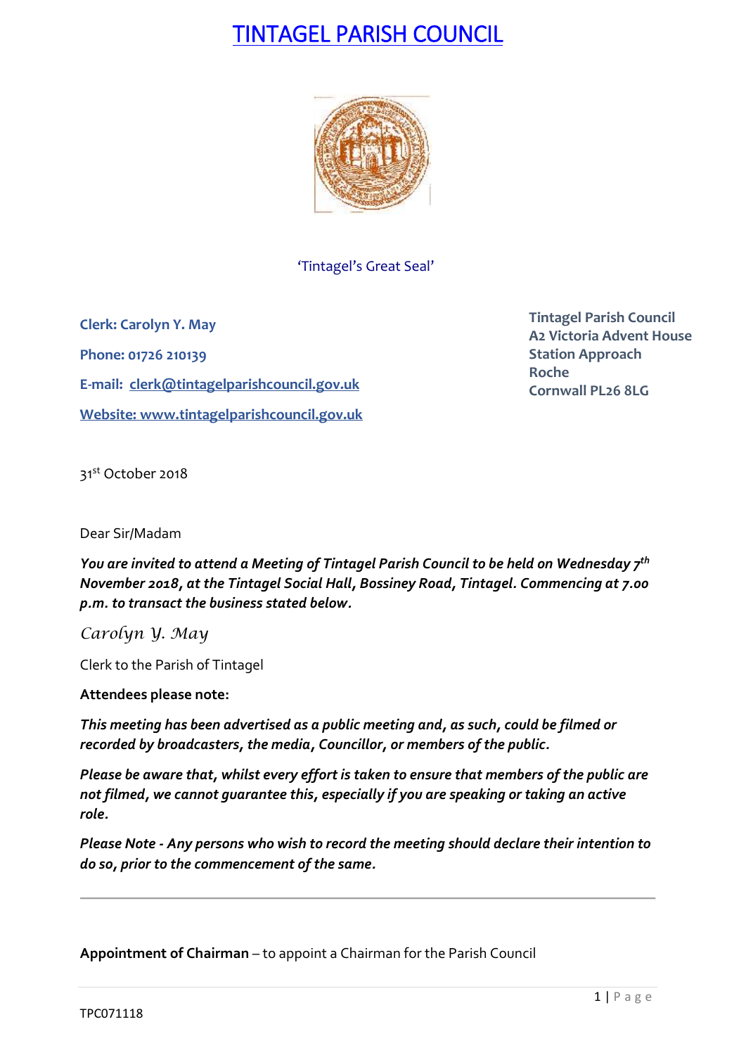# TINTAGEL PARISH COUNCIL

'Tintagel's Great Seal'

**Clerk: Carolyn Y. May**

**Phone: 01726 210139**

**E-mail: clerk@tintagelparishcouncil.gov.uk**

**Website: www.tintagelparishcouncil.gov.uk**

**Tintagel Parish Council**
**A2 Victoria Advent House**
**Station Approach**
**Roche**
**Cornwall PL26 8LG**

31st October 2018

Dear Sir/Madam

***You are invited to attend a Meeting of Tintagel Parish Council to be held on Wednesday 7th November 2018, at the Tintagel Social Hall, Bossiney Road, Tintagel. Commencing at 7.00 p.m. to transact the business stated below.***

*Carolyn Y. May*

Clerk to the Parish of Tintagel

**Attendees please note:**

***This meeting has been advertised as a public meeting and, as such, could be filmed or recorded by broadcasters, the media, Councillor, or members of the public.***

***Please be aware that, whilst every effort is taken to ensure that members of the public are not filmed, we cannot guarantee this, especially if you are speaking or taking an active role.***

***Please Note - Any persons who wish to record the meeting should declare their intention to do so, prior to the commencement of the same.***

---

**Appointment of Chairman** – to appoint a Chairman for the Parish Council

TPC071118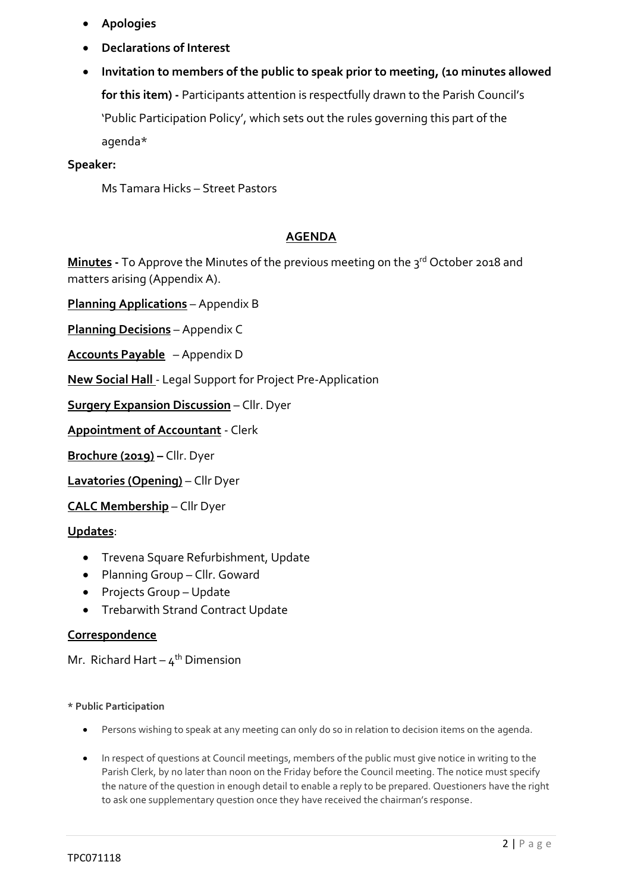- **Apologies**
- **Declarations of Interest**
- **Invitation to members of the public to speak prior to meeting, (10 minutes allowed for this item) -** Participants attention is respectfully drawn to the Parish Council's 'Public Participation Policy', which sets out the rules governing this part of the agenda*

**Speaker:**

Ms Tamara Hicks – Street Pastors

## AGENDA

**Minutes -** To Approve the Minutes of the previous meeting on the 3rd October 2018 and matters arising (Appendix A).

**Planning Applications** – Appendix B

**Planning Decisions** – Appendix C

**Accounts Payable** – Appendix D

**New Social Hall** - Legal Support for Project Pre-Application

**Surgery Expansion Discussion** – Cllr. Dyer

**Appointment of Accountant** - Clerk

**Brochure (2019) –** Cllr. Dyer

**Lavatories (Opening)** – Cllr Dyer

**CALC Membership** – Cllr Dyer

**Updates**:

- Trevena Square Refurbishment, Update
- Planning Group – Cllr. Goward
- Projects Group – Update
- Trebarwith Strand Contract Update

**Correspondence**

Mr. Richard Hart – 4th Dimension

**\* Public Participation**

- Persons wishing to speak at any meeting can only do so in relation to decision items on the agenda.
- In respect of questions at Council meetings, members of the public must give notice in writing to the Parish Clerk, by no later than noon on the Friday before the Council meeting. The notice must specify the nature of the question in enough detail to enable a reply to be prepared. Questioners have the right to ask one supplementary question once they have received the chairman's response.

TPC071118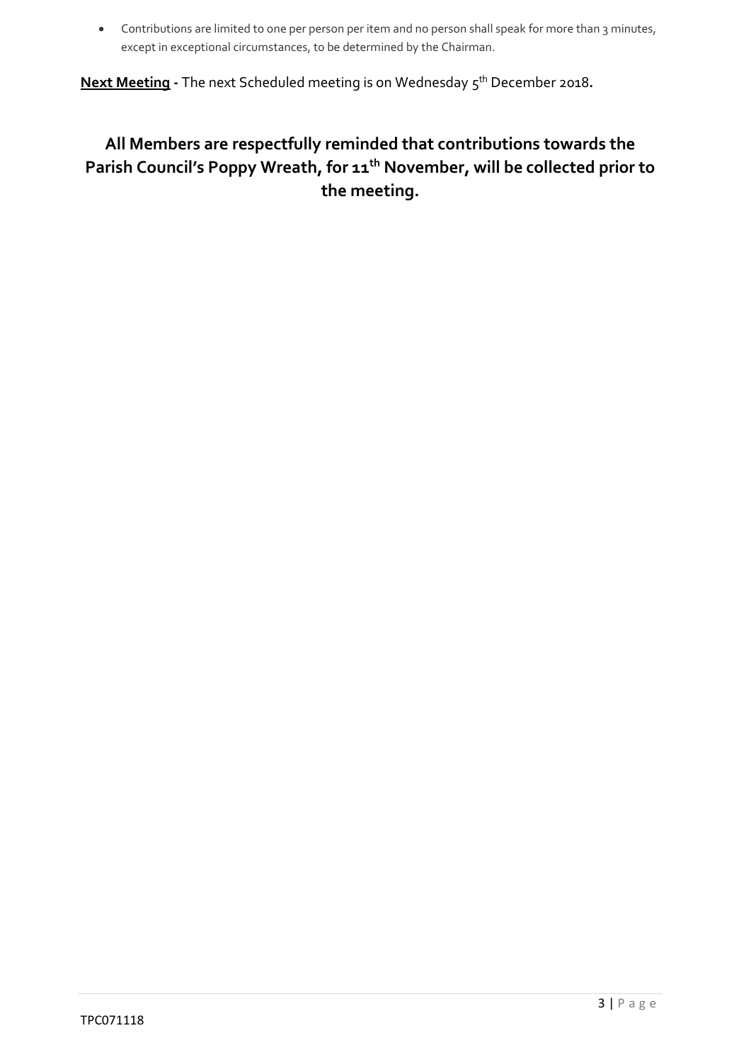- Contributions are limited to one per person per item and no person shall speak for more than 3 minutes, except in exceptional circumstances, to be determined by the Chairman.

**Next Meeting** - The next Scheduled meeting is on Wednesday 5th December 2018.

**All Members are respectfully reminded that contributions towards the Parish Council's Poppy Wreath, for 11th November, will be collected prior to the meeting.**

TPC071118